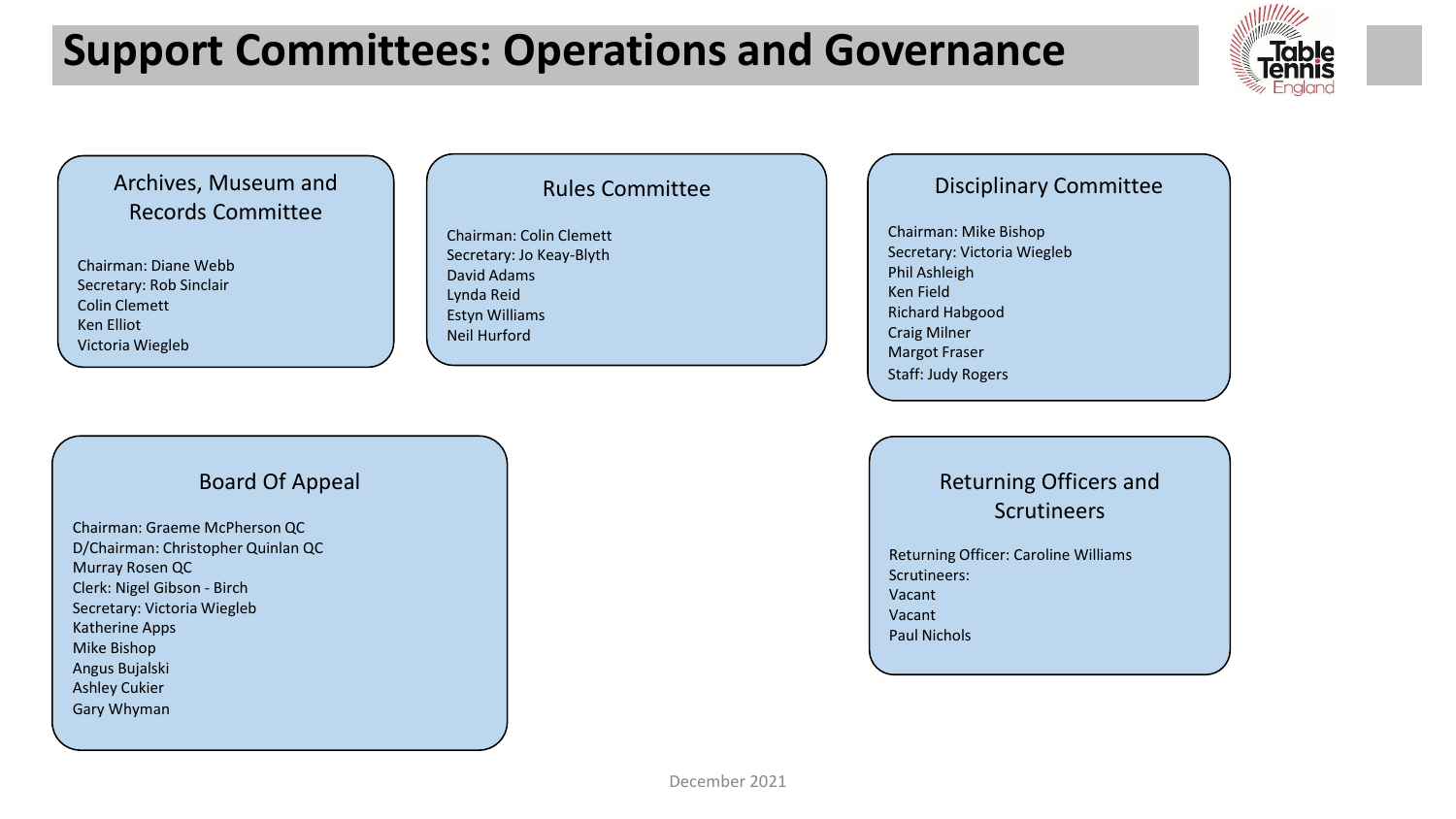# Support Committees: Operations and Governance

## Archives, Museum and Records Committee

Chairman: Diane Webb
Secretary: Rob Sinclair
Colin Clemett
Ken Elliot
Victoria Wiegleb

## Rules Committee

Chairman: Colin Clemett
Secretary: Jo Keay-Blyth
David Adams
Lynda Reid
Estyn Williams
Neil Hurford

## Disciplinary Committee

Chairman: Mike Bishop
Secretary: Victoria Wiegleb
Phil Ashleigh
Ken Field
Richard Habgood
Craig Milner
Margot Fraser
Staff: Judy Rogers

## Board Of Appeal

Chairman: Graeme McPherson QC
D/Chairman: Christopher Quinlan QC
Murray Rosen QC
Clerk: Nigel Gibson - Birch
Secretary: Victoria Wiegleb
Katherine Apps
Mike Bishop
Angus Bujalski
Ashley Cukier
Gary Whyman

## Returning Officers and Scrutineers

Returning Officer: Caroline Williams
Scrutineers:
Vacant
Vacant
Paul Nichols

December 2021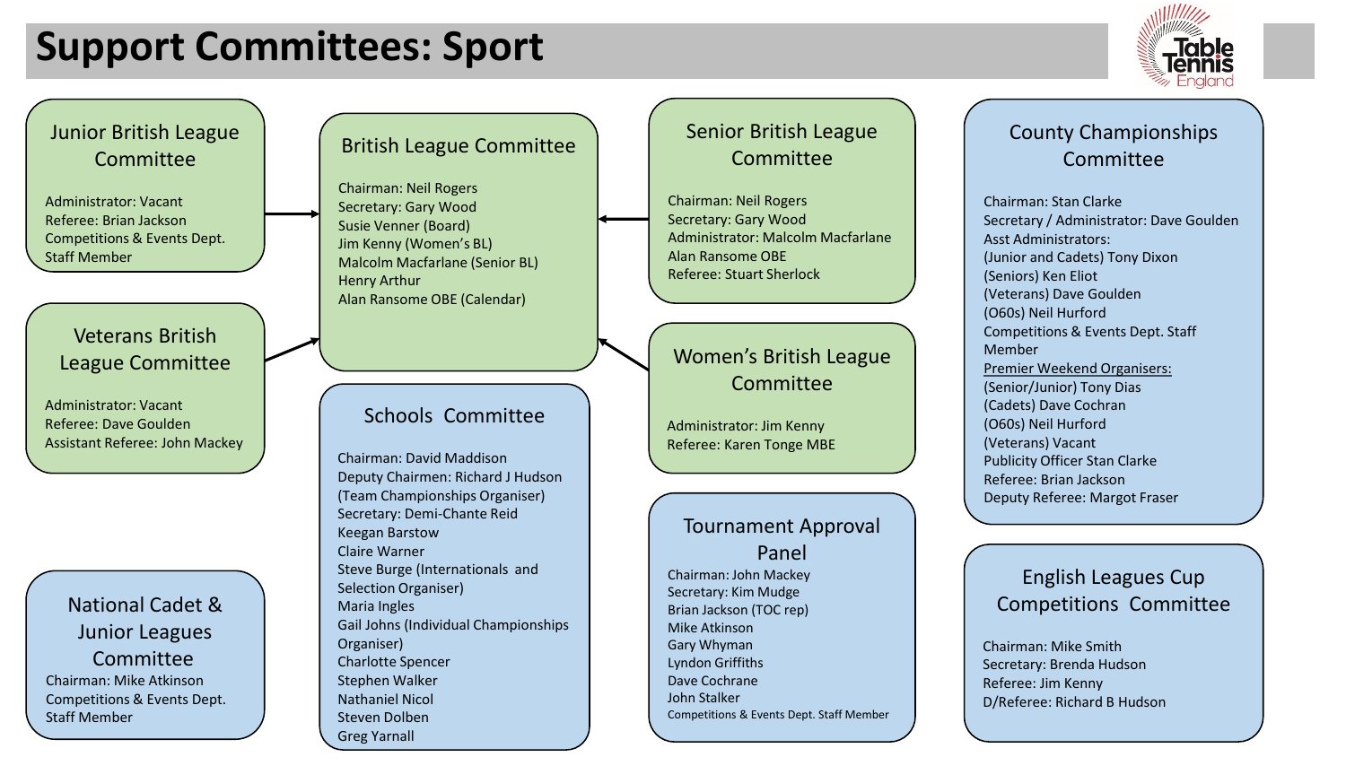# Support Committees: Sport

## Junior British League Committee

Administrator: Vacant
Referee: Brian Jackson
Competitions & Events Dept. Staff Member

## Veterans British League Committee

Administrator: Vacant
Referee: Dave Goulden
Assistant Referee: John Mackey

## National Cadet & Junior Leagues Committee

Chairman: Mike Atkinson
Competitions & Events Dept. Staff Member

## British League Committee

Chairman: Neil Rogers
Secretary: Gary Wood
Susie Venner (Board)
Jim Kenny (Women's BL)
Malcolm Macfarlane (Senior BL)
Henry Arthur
Alan Ransome OBE (Calendar)

## Schools Committee

Chairman: David Maddison
Deputy Chairmen: Richard J Hudson (Team Championships Organiser)
Secretary: Demi-Chante Reid
Keegan Barstow
Claire Warner
Steve Burge (Internationals and Selection Organiser)
Maria Ingles
Gail Johns (Individual Championships Organiser)
Charlotte Spencer
Stephen Walker
Nathaniel Nicol
Steven Dolben
Greg Yarnall

## Senior British League Committee

Chairman: Neil Rogers
Secretary: Gary Wood
Administrator: Malcolm Macfarlane
Alan Ransome OBE
Referee: Stuart Sherlock

## Women's British League Committee

Administrator: Jim Kenny
Referee: Karen Tonge MBE

## Tournament Approval Panel

Chairman: John Mackey
Secretary: Kim Mudge
Brian Jackson (TOC rep)
Mike Atkinson
Gary Whyman
Lyndon Griffiths
Dave Cochrane
John Stalker
Competitions & Events Dept. Staff Member

## County Championships Committee

Chairman: Stan Clarke
Secretary / Administrator: Dave Goulden
Asst Administrators:
(Junior and Cadets) Tony Dixon
(Seniors) Ken Eliot
(Veterans) Dave Goulden
(O60s) Neil Hurford
Competitions & Events Dept. Staff Member
Premier Weekend Organisers:
(Senior/Junior) Tony Dias
(Cadets) Dave Cochran
(O60s) Neil Hurford
(Veterans) Vacant
Publicity Officer Stan Clarke
Referee: Brian Jackson
Deputy Referee: Margot Fraser

## English Leagues Cup Competitions Committee

Chairman: Mike Smith
Secretary: Brenda Hudson
Referee: Jim Kenny
D/Referee: Richard B Hudson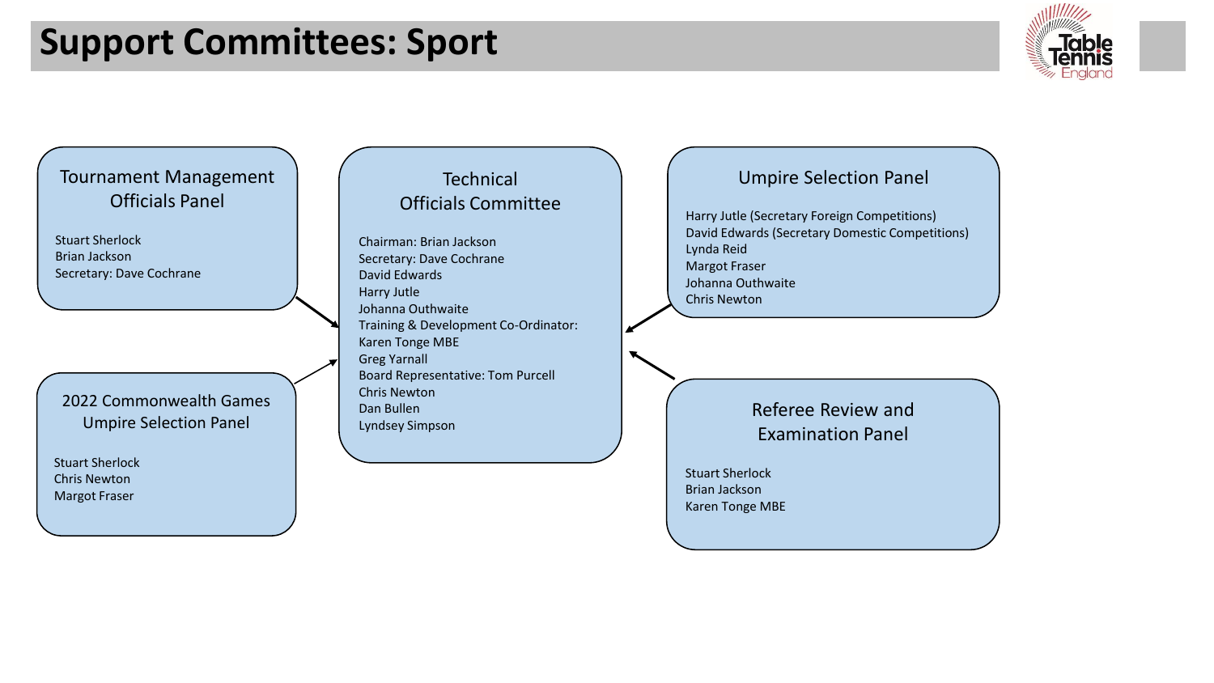# Support Committees: Sport

## Tournament Management Officials Panel

Stuart Sherlock
Brian Jackson
Secretary: Dave Cochrane

## 2022 Commonwealth Games Umpire Selection Panel

Stuart Sherlock
Chris Newton
Margot Fraser

## Technical Officials Committee

Chairman: Brian Jackson
Secretary: Dave Cochrane
David Edwards
Harry Jutle
Johanna Outhwaite
Training & Development Co-Ordinator: Karen Tonge MBE
Greg Yarnall
Board Representative: Tom Purcell
Chris Newton
Dan Bullen
Lyndsey Simpson

## Umpire Selection Panel

Harry Jutle (Secretary Foreign Competitions)
David Edwards (Secretary Domestic Competitions)
Lynda Reid
Margot Fraser
Johanna Outhwaite
Chris Newton

## Referee Review and Examination Panel

Stuart Sherlock
Brian Jackson
Karen Tonge MBE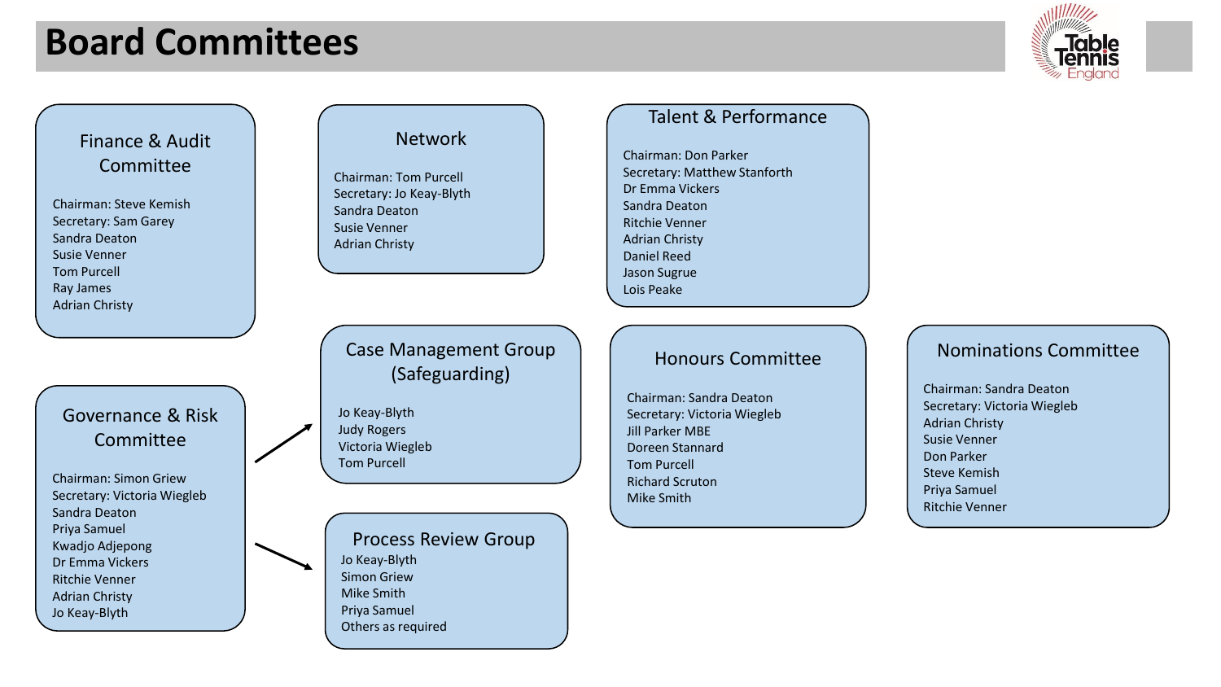# Board Committees

## Finance & Audit Committee

Chairman: Steve Kemish
Secretary: Sam Garey
Sandra Deaton
Susie Venner
Tom Purcell
Ray James
Adrian Christy

## Network

Chairman: Tom Purcell
Secretary: Jo Keay-Blyth
Sandra Deaton
Susie Venner
Adrian Christy

## Talent & Performance

Chairman: Don Parker
Secretary: Matthew Stanforth
Dr Emma Vickers
Sandra Deaton
Ritchie Venner
Adrian Christy
Daniel Reed
Jason Sugrue
Lois Peake

## Governance & Risk Committee

Chairman: Simon Griew
Secretary: Victoria Wiegleb
Sandra Deaton
Priya Samuel
Kwadjo Adjepong
Dr Emma Vickers
Ritchie Venner
Adrian Christy
Jo Keay-Blyth

## Case Management Group (Safeguarding)

Jo Keay-Blyth
Judy Rogers
Victoria Wiegleb
Tom Purcell

## Process Review Group

Jo Keay-Blyth
Simon Griew
Mike Smith
Priya Samuel
Others as required

## Honours Committee

Chairman: Sandra Deaton
Secretary: Victoria Wiegleb
Jill Parker MBE
Doreen Stannard
Tom Purcell
Richard Scruton
Mike Smith

## Nominations Committee

Chairman: Sandra Deaton
Secretary: Victoria Wiegleb
Adrian Christy
Susie Venner
Don Parker
Steve Kemish
Priya Samuel
Ritchie Venner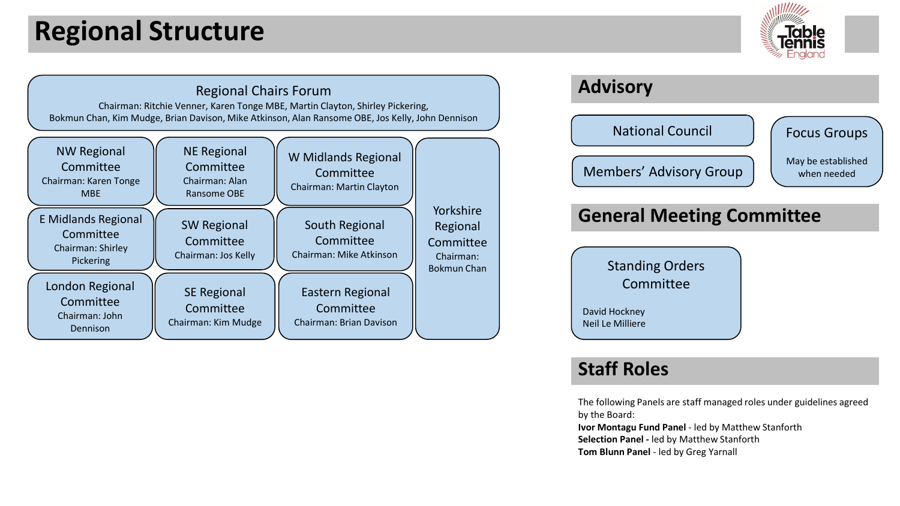# Regional Structure

## Regional Chairs Forum

Chairman: Ritchie Venner, Karen Tonge MBE, Martin Clayton, Shirley Pickering, Bokmun Chan, Kim Mudge, Brian Davison, Mike Atkinson, Alan Ransome OBE, Jos Kelly, John Dennison

**NW Regional Committee**
Chairman: Karen Tonge MBE

**NE Regional Committee**
Chairman: Alan Ransome OBE

**W Midlands Regional Committee**
Chairman: Martin Clayton

**E Midlands Regional Committee**
Chairman: Shirley Pickering

**SW Regional Committee**
Chairman: Jos Kelly

**South Regional Committee**
Chairman: Mike Atkinson

**London Regional Committee**
Chairman: John Dennison

**SE Regional Committee**
Chairman: Kim Mudge

**Eastern Regional Committee**
Chairman: Brian Davison

**Yorkshire Regional Committee**
Chairman: Bokmun Chan

## Advisory

- National Council
- Members' Advisory Group
- Focus Groups — May be established when needed

## General Meeting Committee

**Standing Orders Committee**

David Hockney
Neil Le Milliere

## Staff Roles

The following Panels are staff managed roles under guidelines agreed by the Board:

**Ivor Montagu Fund Panel** - led by Matthew Stanforth
**Selection Panel -** led by Matthew Stanforth
**Tom Blunn Panel** - led by Greg Yarnall